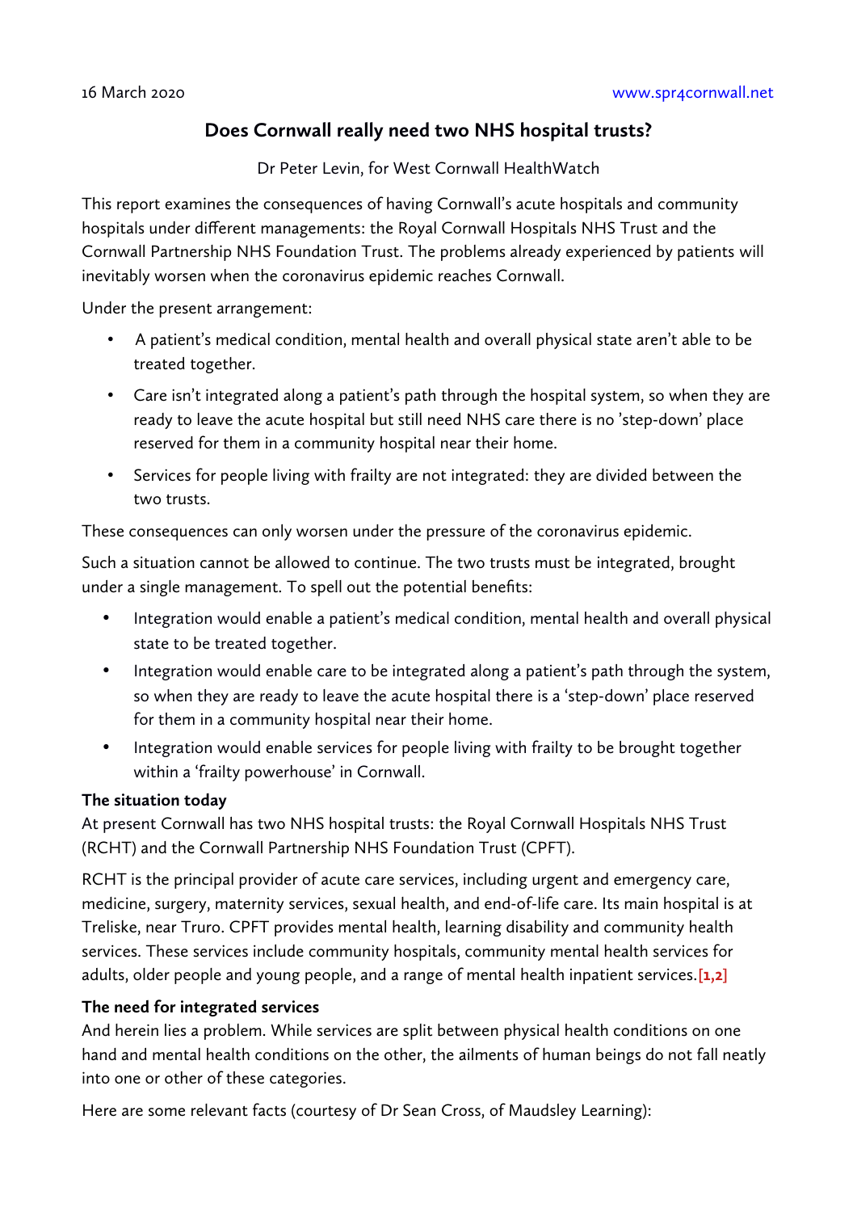16 March 2020 www.spr4cornwall.net

# Does Cornwall really need two NHS hospital trusts?

Dr Peter Levin, for West Cornwall HealthWatch

This report examines the consequences of having Cornwall's acute hospitals and community hospitals under different managements: the Royal Cornwall Hospitals NHS Trust and the Cornwall Partnership NHS Foundation Trust. The problems already experienced by patients will inevitably worsen when the coronavirus epidemic reaches Cornwall.

Under the present arrangement:

- A patient's medical condition, mental health and overall physical state aren't able to be treated together.
- Care isn't integrated along a patient's path through the hospital system, so when they are ready to leave the acute hospital but still need NHS care there is no 'step-down' place reserved for them in a community hospital near their home.
- Services for people living with frailty are not integrated: they are divided between the two trusts.

These consequences can only worsen under the pressure of the coronavirus epidemic.

Such a situation cannot be allowed to continue. The two trusts must be integrated, brought under a single management. To spell out the potential benefits:

- Integration would enable a patient's medical condition, mental health and overall physical state to be treated together.
- Integration would enable care to be integrated along a patient's path through the system, so when they are ready to leave the acute hospital there is a 'step-down' place reserved for them in a community hospital near their home.
- Integration would enable services for people living with frailty to be brought together within a 'frailty powerhouse' in Cornwall.

**The situation today**

At present Cornwall has two NHS hospital trusts: the Royal Cornwall Hospitals NHS Trust (RCHT) and the Cornwall Partnership NHS Foundation Trust (CPFT).

RCHT is the principal provider of acute care services, including urgent and emergency care, medicine, surgery, maternity services, sexual health, and end-of-life care. Its main hospital is at Treliske, near Truro. CPFT provides mental health, learning disability and community health services. These services include community hospitals, community mental health services for adults, older people and young people, and a range of mental health inpatient services.[1,2]

**The need for integrated services**

And herein lies a problem. While services are split between physical health conditions on one hand and mental health conditions on the other, the ailments of human beings do not fall neatly into one or other of these categories.

Here are some relevant facts (courtesy of Dr Sean Cross, of Maudsley Learning):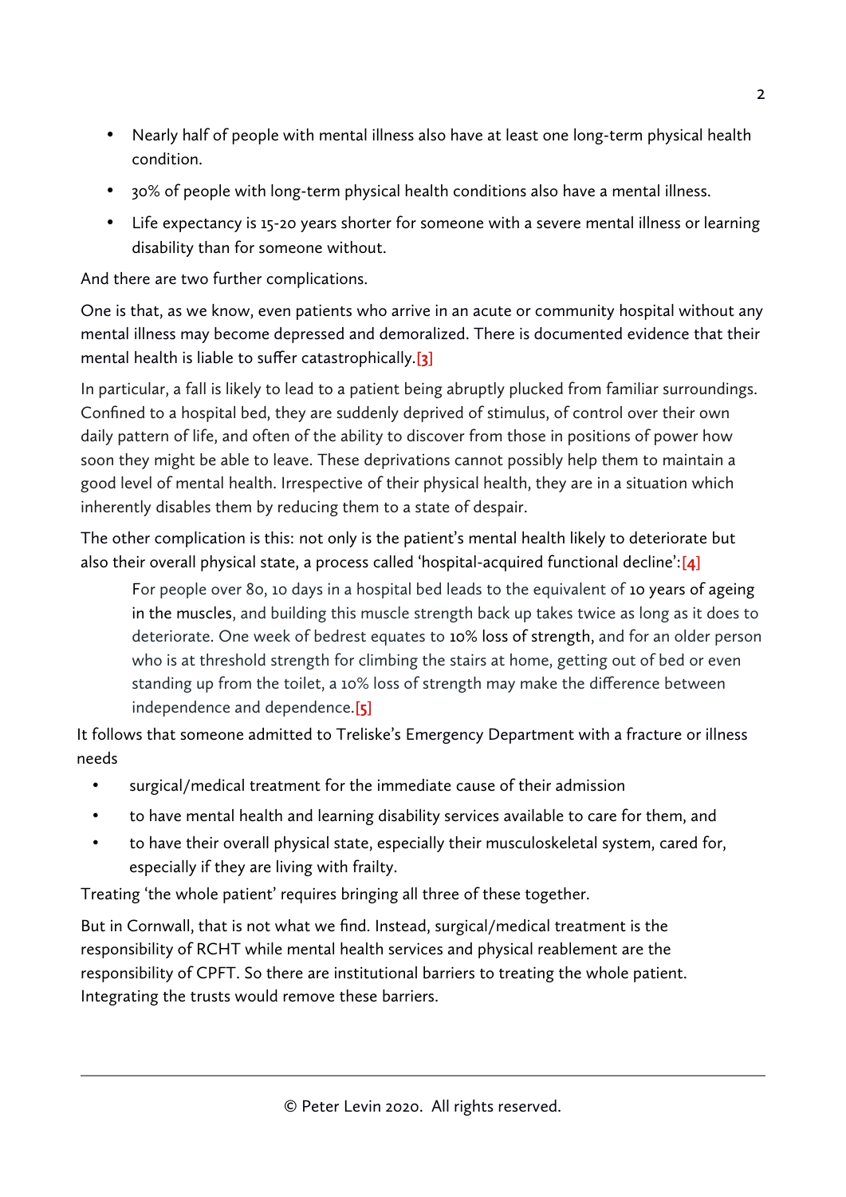- Nearly half of people with mental illness also have at least one long-term physical health condition.
- 30% of people with long-term physical health conditions also have a mental illness.
- Life expectancy is 15-20 years shorter for someone with a severe mental illness or learning disability than for someone without.

And there are two further complications.

One is that, as we know, even patients who arrive in an acute or community hospital without any mental illness may become depressed and demoralized. There is documented evidence that their mental health is liable to suffer catastrophically.[3]

In particular, a fall is likely to lead to a patient being abruptly plucked from familiar surroundings. Confined to a hospital bed, they are suddenly deprived of stimulus, of control over their own daily pattern of life, and often of the ability to discover from those in positions of power how soon they might be able to leave. These deprivations cannot possibly help them to maintain a good level of mental health. Irrespective of their physical health, they are in a situation which inherently disables them by reducing them to a state of despair.

The other complication is this: not only is the patient's mental health likely to deteriorate but also their overall physical state, a process called 'hospital-acquired functional decline':[4]

> For people over 80, 10 days in a hospital bed leads to the equivalent of 10 years of ageing in the muscles, and building this muscle strength back up takes twice as long as it does to deteriorate. One week of bedrest equates to 10% loss of strength, and for an older person who is at threshold strength for climbing the stairs at home, getting out of bed or even standing up from the toilet, a 10% loss of strength may make the difference between independence and dependence.[5]

It follows that someone admitted to Treliske's Emergency Department with a fracture or illness needs

- surgical/medical treatment for the immediate cause of their admission
- to have mental health and learning disability services available to care for them, and
- to have their overall physical state, especially their musculoskeletal system, cared for, especially if they are living with frailty.

Treating 'the whole patient' requires bringing all three of these together.

But in Cornwall, that is not what we find. Instead, surgical/medical treatment is the responsibility of RCHT while mental health services and physical reablement are the responsibility of CPFT. So there are institutional barriers to treating the whole patient. Integrating the trusts would remove these barriers.

© Peter Levin 2020. All rights reserved.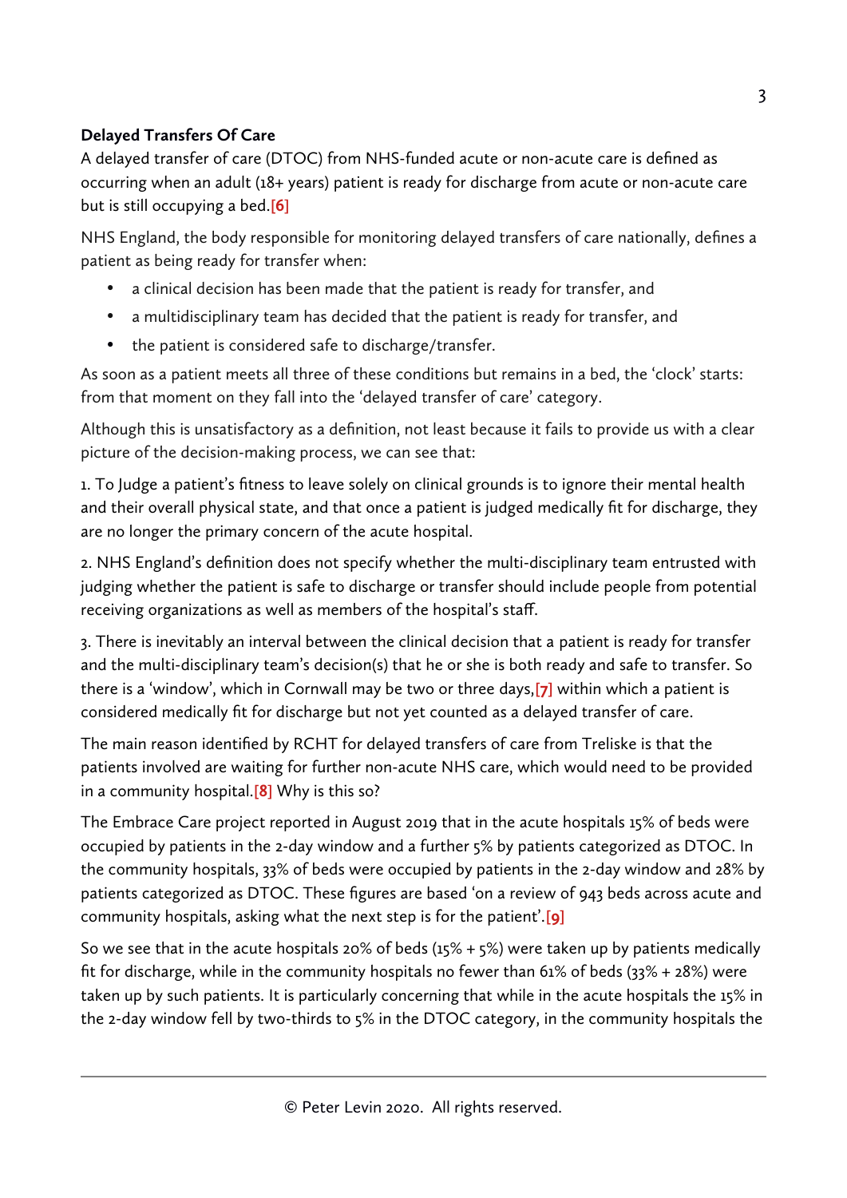**Delayed Transfers Of Care**

A delayed transfer of care (DTOC) from NHS-funded acute or non-acute care is defined as occurring when an adult (18+ years) patient is ready for discharge from acute or non-acute care but is still occupying a bed.[6]

NHS England, the body responsible for monitoring delayed transfers of care nationally, defines a patient as being ready for transfer when:

- a clinical decision has been made that the patient is ready for transfer, and
- a multidisciplinary team has decided that the patient is ready for transfer, and
- the patient is considered safe to discharge/transfer.

As soon as a patient meets all three of these conditions but remains in a bed, the 'clock' starts: from that moment on they fall into the 'delayed transfer of care' category.

Although this is unsatisfactory as a definition, not least because it fails to provide us with a clear picture of the decision-making process, we can see that:

1. To Judge a patient's fitness to leave solely on clinical grounds is to ignore their mental health and their overall physical state, and that once a patient is judged medically fit for discharge, they are no longer the primary concern of the acute hospital.

2. NHS England's definition does not specify whether the multi-disciplinary team entrusted with judging whether the patient is safe to discharge or transfer should include people from potential receiving organizations as well as members of the hospital's staff.

3. There is inevitably an interval between the clinical decision that a patient is ready for transfer and the multi-disciplinary team's decision(s) that he or she is both ready and safe to transfer. So there is a 'window', which in Cornwall may be two or three days,[7] within which a patient is considered medically fit for discharge but not yet counted as a delayed transfer of care.

The main reason identified by RCHT for delayed transfers of care from Treliske is that the patients involved are waiting for further non-acute NHS care, which would need to be provided in a community hospital.[8] Why is this so?

The Embrace Care project reported in August 2019 that in the acute hospitals 15% of beds were occupied by patients in the 2-day window and a further 5% by patients categorized as DTOC. In the community hospitals, 33% of beds were occupied by patients in the 2-day window and 28% by patients categorized as DTOC. These figures are based 'on a review of 943 beds across acute and community hospitals, asking what the next step is for the patient'.[9]

So we see that in the acute hospitals 20% of beds (15% + 5%) were taken up by patients medically fit for discharge, while in the community hospitals no fewer than 61% of beds (33% + 28%) were taken up by such patients. It is particularly concerning that while in the acute hospitals the 15% in the 2-day window fell by two-thirds to 5% in the DTOC category, in the community hospitals the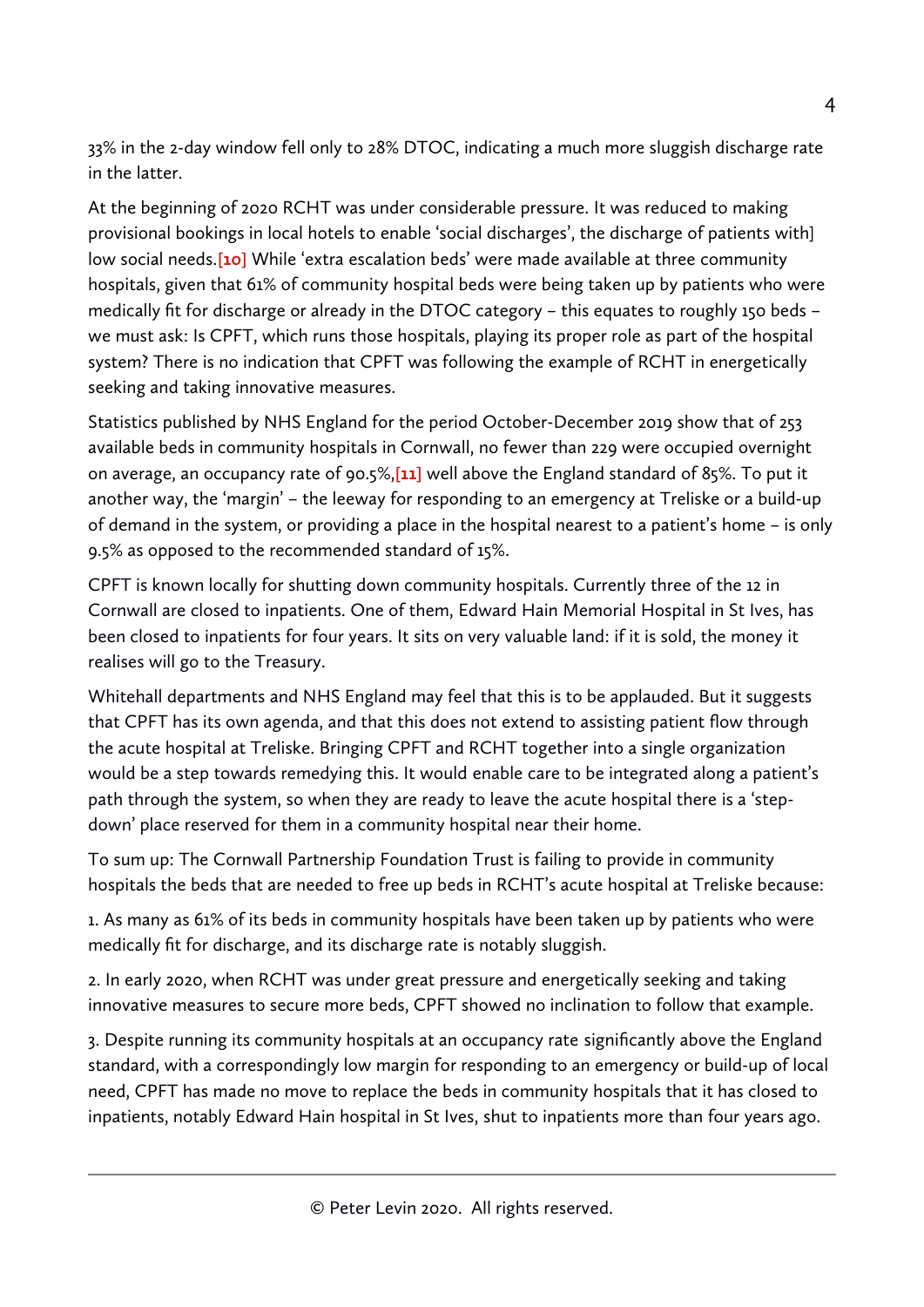33% in the 2-day window fell only to 28% DTOC, indicating a much more sluggish discharge rate in the latter.

At the beginning of 2020 RCHT was under considerable pressure. It was reduced to making provisional bookings in local hotels to enable 'social discharges', the discharge of patients with] low social needs.[10] While 'extra escalation beds' were made available at three community hospitals, given that 61% of community hospital beds were being taken up by patients who were medically fit for discharge or already in the DTOC category – this equates to roughly 150 beds – we must ask: Is CPFT, which runs those hospitals, playing its proper role as part of the hospital system? There is no indication that CPFT was following the example of RCHT in energetically seeking and taking innovative measures.

Statistics published by NHS England for the period October-December 2019 show that of 253 available beds in community hospitals in Cornwall, no fewer than 229 were occupied overnight on average, an occupancy rate of 90.5%,[11] well above the England standard of 85%. To put it another way, the 'margin' – the leeway for responding to an emergency at Treliske or a build-up of demand in the system, or providing a place in the hospital nearest to a patient's home – is only 9.5% as opposed to the recommended standard of 15%.

CPFT is known locally for shutting down community hospitals. Currently three of the 12 in Cornwall are closed to inpatients. One of them, Edward Hain Memorial Hospital in St Ives, has been closed to inpatients for four years. It sits on very valuable land: if it is sold, the money it realises will go to the Treasury.

Whitehall departments and NHS England may feel that this is to be applauded. But it suggests that CPFT has its own agenda, and that this does not extend to assisting patient flow through the acute hospital at Treliske. Bringing CPFT and RCHT together into a single organization would be a step towards remedying this. It would enable care to be integrated along a patient's path through the system, so when they are ready to leave the acute hospital there is a 'step-down' place reserved for them in a community hospital near their home.

To sum up: The Cornwall Partnership Foundation Trust is failing to provide in community hospitals the beds that are needed to free up beds in RCHT's acute hospital at Treliske because:

1. As many as 61% of its beds in community hospitals have been taken up by patients who were medically fit for discharge, and its discharge rate is notably sluggish.

2. In early 2020, when RCHT was under great pressure and energetically seeking and taking innovative measures to secure more beds, CPFT showed no inclination to follow that example.

3. Despite running its community hospitals at an occupancy rate significantly above the England standard, with a correspondingly low margin for responding to an emergency or build-up of local need, CPFT has made no move to replace the beds in community hospitals that it has closed to inpatients, notably Edward Hain hospital in St Ives, shut to inpatients more than four years ago.

© Peter Levin 2020. All rights reserved.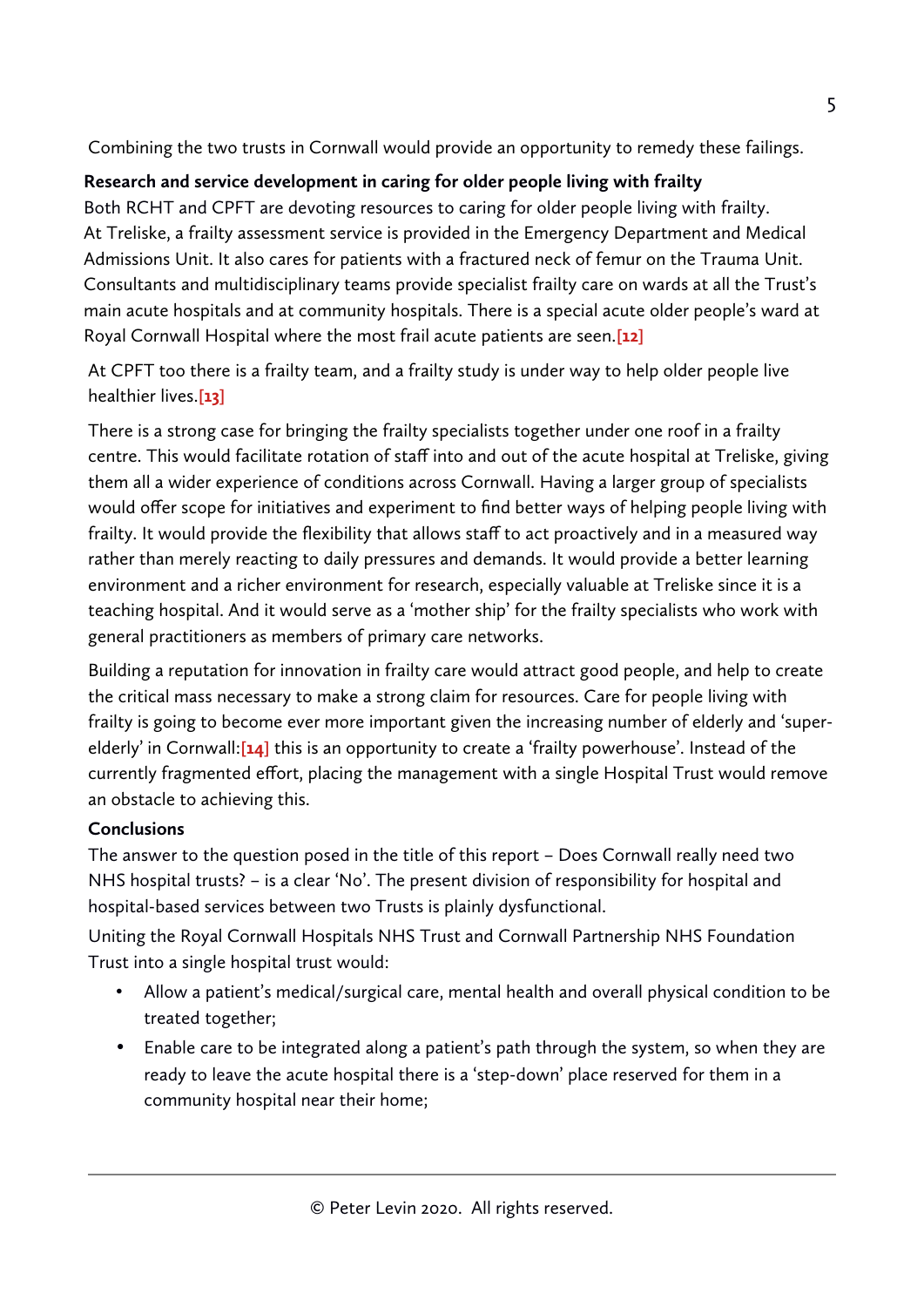Combining the two trusts in Cornwall would provide an opportunity to remedy these failings.

**Research and service development in caring for older people living with frailty**

Both RCHT and CPFT are devoting resources to caring for older people living with frailty. At Treliske, a frailty assessment service is provided in the Emergency Department and Medical Admissions Unit. It also cares for patients with a fractured neck of femur on the Trauma Unit. Consultants and multidisciplinary teams provide specialist frailty care on wards at all the Trust's main acute hospitals and at community hospitals. There is a special acute older people's ward at Royal Cornwall Hospital where the most frail acute patients are seen.[12]

At CPFT too there is a frailty team, and a frailty study is under way to help older people live healthier lives.[13]

There is a strong case for bringing the frailty specialists together under one roof in a frailty centre. This would facilitate rotation of staff into and out of the acute hospital at Treliske, giving them all a wider experience of conditions across Cornwall. Having a larger group of specialists would offer scope for initiatives and experiment to find better ways of helping people living with frailty. It would provide the flexibility that allows staff to act proactively and in a measured way rather than merely reacting to daily pressures and demands. It would provide a better learning environment and a richer environment for research, especially valuable at Treliske since it is a teaching hospital. And it would serve as a 'mother ship' for the frailty specialists who work with general practitioners as members of primary care networks.

Building a reputation for innovation in frailty care would attract good people, and help to create the critical mass necessary to make a strong claim for resources. Care for people living with frailty is going to become ever more important given the increasing number of elderly and 'super-elderly' in Cornwall:[14] this is an opportunity to create a 'frailty powerhouse'. Instead of the currently fragmented effort, placing the management with a single Hospital Trust would remove an obstacle to achieving this.

**Conclusions**

The answer to the question posed in the title of this report – Does Cornwall really need two NHS hospital trusts? – is a clear 'No'. The present division of responsibility for hospital and hospital-based services between two Trusts is plainly dysfunctional.

Uniting the Royal Cornwall Hospitals NHS Trust and Cornwall Partnership NHS Foundation Trust into a single hospital trust would:

- Allow a patient's medical/surgical care, mental health and overall physical condition to be treated together;
- Enable care to be integrated along a patient's path through the system, so when they are ready to leave the acute hospital there is a 'step-down' place reserved for them in a community hospital near their home;

© Peter Levin 2020. All rights reserved.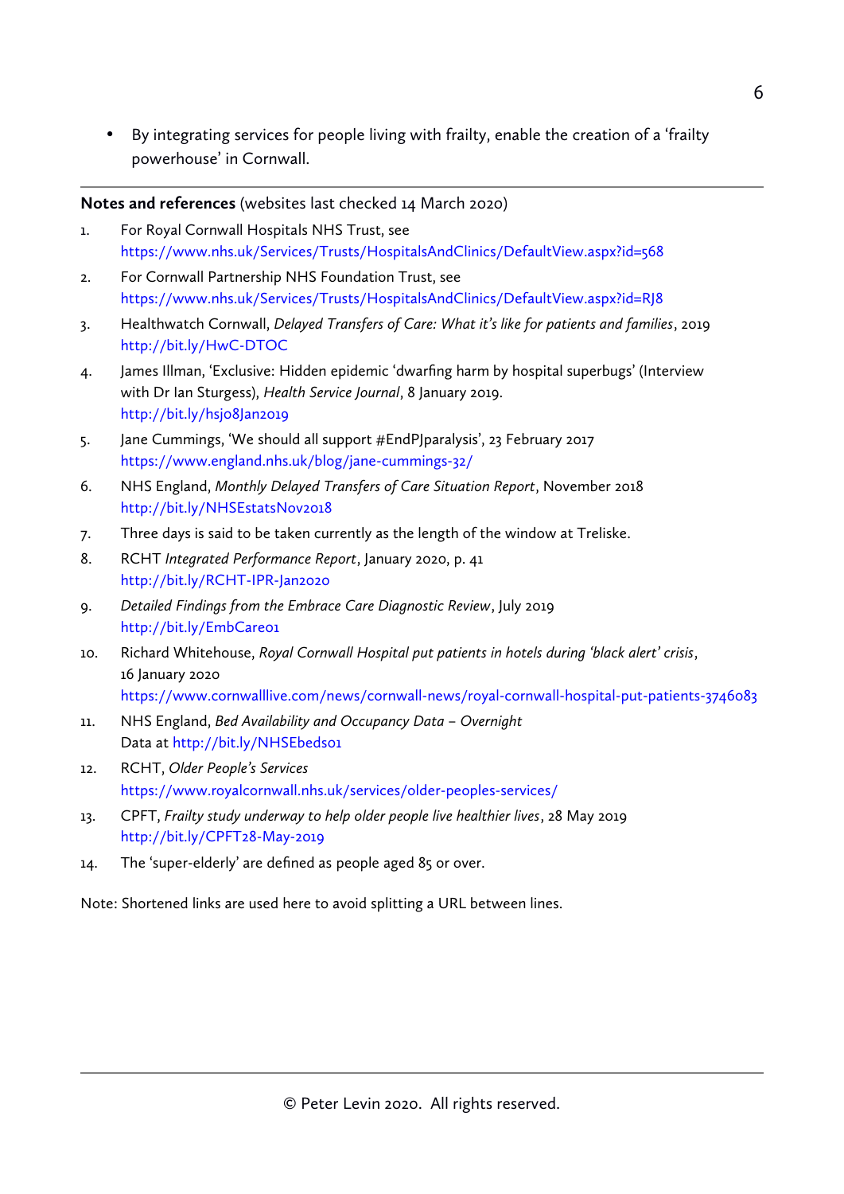- By integrating services for people living with frailty, enable the creation of a 'frailty powerhouse' in Cornwall.

---

**Notes and references** (websites last checked 14 March 2020)

1. For Royal Cornwall Hospitals NHS Trust, see https://www.nhs.uk/Services/Trusts/HospitalsAndClinics/DefaultView.aspx?id=568
2. For Cornwall Partnership NHS Foundation Trust, see https://www.nhs.uk/Services/Trusts/HospitalsAndClinics/DefaultView.aspx?id=RJ8
3. Healthwatch Cornwall, *Delayed Transfers of Care: What it's like for patients and families*, 2019 http://bit.ly/HwC-DTOC
4. James Illman, 'Exclusive: Hidden epidemic 'dwarfing harm by hospital superbugs' (Interview with Dr Ian Sturgess), *Health Service Journal*, 8 January 2019. http://bit.ly/hsjo8Jan2019
5. Jane Cummings, 'We should all support #EndPJparalysis', 23 February 2017 https://www.england.nhs.uk/blog/jane-cummings-32/
6. NHS England, *Monthly Delayed Transfers of Care Situation Report*, November 2018 http://bit.ly/NHSEstatsNov2018
7. Three days is said to be taken currently as the length of the window at Treliske.
8. RCHT *Integrated Performance Report*, January 2020, p. 41 http://bit.ly/RCHT-IPR-Jan2020
9. *Detailed Findings from the Embrace Care Diagnostic Review*, July 2019 http://bit.ly/EmbCare01
10. Richard Whitehouse, *Royal Cornwall Hospital put patients in hotels during 'black alert' crisis*, 16 January 2020 https://www.cornwalllive.com/news/cornwall-news/royal-cornwall-hospital-put-patients-3746083
11. NHS England, *Bed Availability and Occupancy Data – Overnight* Data at http://bit.ly/NHSEbeds01
12. RCHT, *Older People's Services* https://www.royalcornwall.nhs.uk/services/older-peoples-services/
13. CPFT, *Frailty study underway to help older people live healthier lives*, 28 May 2019 http://bit.ly/CPFT28-May-2019
14. The 'super-elderly' are defined as people aged 85 or over.

Note: Shortened links are used here to avoid splitting a URL between lines.

---

© Peter Levin 2020. All rights reserved.